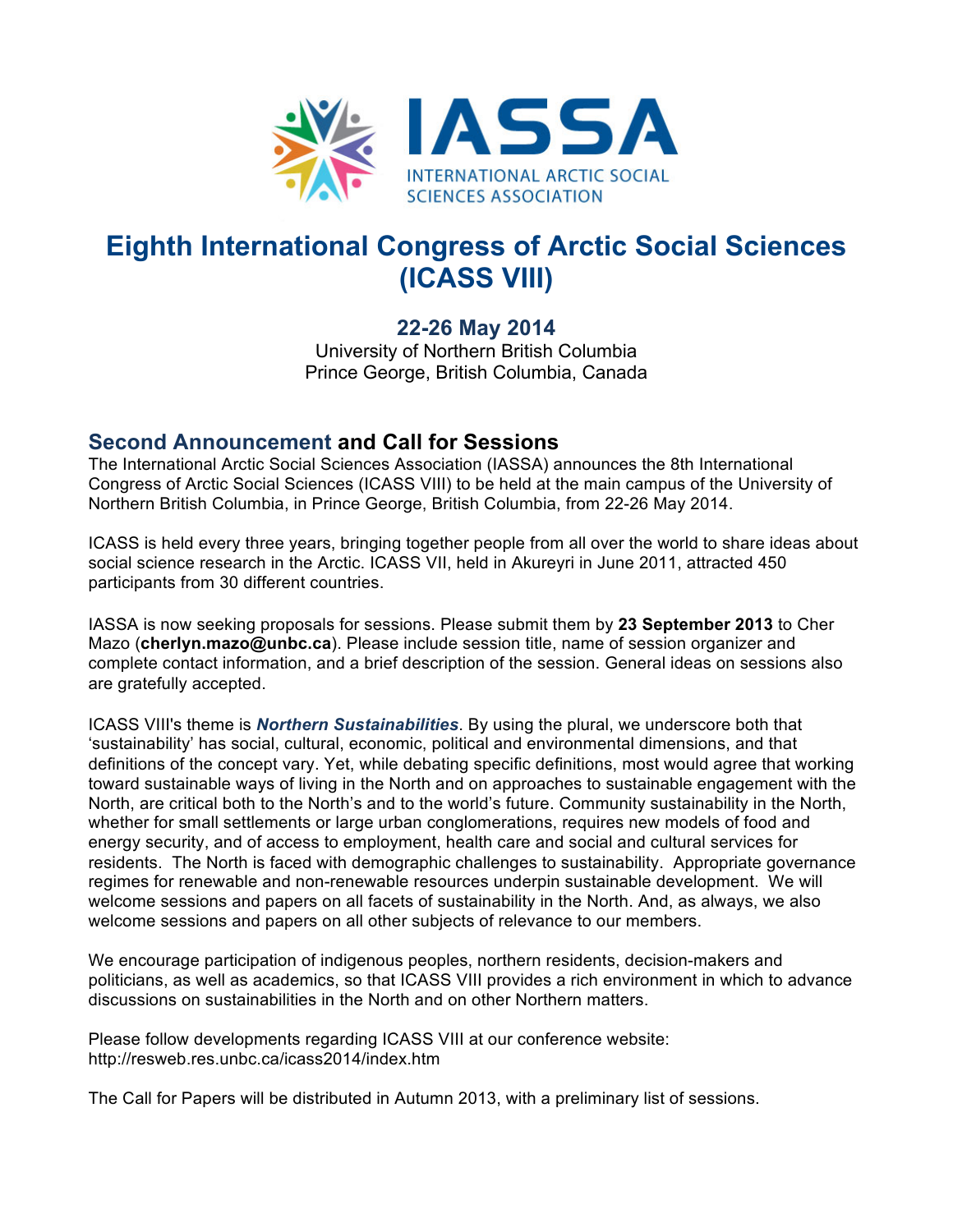IASSA

INTERNATIONAL ARCTIC SOCIAL SCIENCES ASSOCIATION

# Eighth International Congress of Arctic Social Sciences (ICASS VIII)

## 22-26 May 2014

University of Northern British Columbia
Prince George, British Columbia, Canada

## Second Announcement and Call for Sessions

The International Arctic Social Sciences Association (IASSA) announces the 8th International Congress of Arctic Social Sciences (ICASS VIII) to be held at the main campus of the University of Northern British Columbia, in Prince George, British Columbia, from 22-26 May 2014.

ICASS is held every three years, bringing together people from all over the world to share ideas about social science research in the Arctic. ICASS VII, held in Akureyri in June 2011, attracted 450 participants from 30 different countries.

IASSA is now seeking proposals for sessions. Please submit them by **23 September 2013** to Cher Mazo (**cherlyn.mazo@unbc.ca**). Please include session title, name of session organizer and complete contact information, and a brief description of the session. General ideas on sessions also are gratefully accepted.

ICASS VIII's theme is ***Northern Sustainabilities***. By using the plural, we underscore both that 'sustainability' has social, cultural, economic, political and environmental dimensions, and that definitions of the concept vary. Yet, while debating specific definitions, most would agree that working toward sustainable ways of living in the North and on approaches to sustainable engagement with the North, are critical both to the North's and to the world's future. Community sustainability in the North, whether for small settlements or large urban conglomerations, requires new models of food and energy security, and of access to employment, health care and social and cultural services for residents. The North is faced with demographic challenges to sustainability. Appropriate governance regimes for renewable and non-renewable resources underpin sustainable development. We will welcome sessions and papers on all facets of sustainability in the North. And, as always, we also welcome sessions and papers on all other subjects of relevance to our members.

We encourage participation of indigenous peoples, northern residents, decision-makers and politicians, as well as academics, so that ICASS VIII provides a rich environment in which to advance discussions on sustainabilities in the North and on other Northern matters.

Please follow developments regarding ICASS VIII at our conference website:
http://resweb.res.unbc.ca/icass2014/index.htm

The Call for Papers will be distributed in Autumn 2013, with a preliminary list of sessions.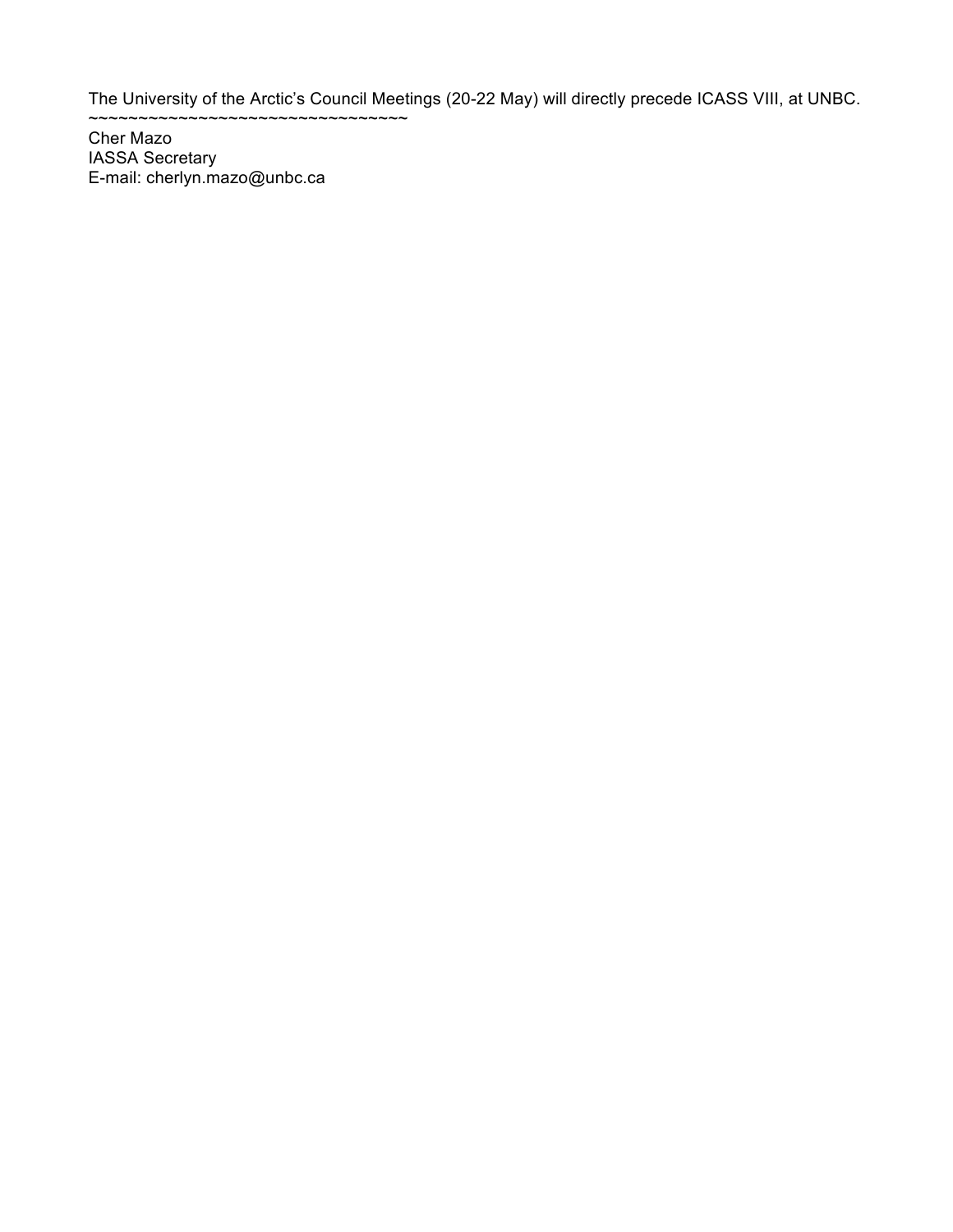The University of the Arctic's Council Meetings (20-22 May) will directly precede ICASS VIII, at UNBC.

~~~~~~~~~~~~~~~~~~~~~~~~~~~~~~~~

Cher Mazo  
IASSA Secretary  
E-mail: cherlyn.mazo@unbc.ca